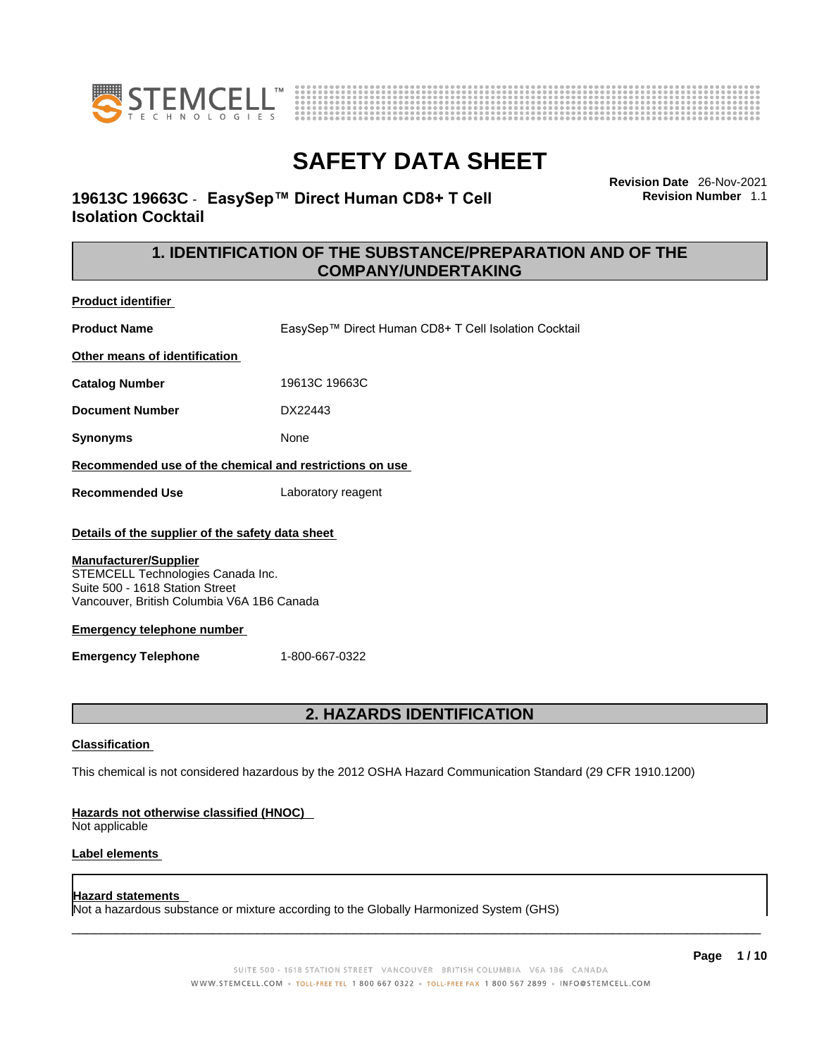# SAFETY DATA SHEET

**19613C 19663C - EasySep™ Direct Human CD8+ T Cell Isolation Cocktail**

**Revision Date** 26-Nov-2021
**Revision Number** 1.1

## 1. IDENTIFICATION OF THE SUBSTANCE/PREPARATION AND OF THE COMPANY/UNDERTAKING

**Product identifier**

**Product Name** EasySep™ Direct Human CD8+ T Cell Isolation Cocktail

**Other means of identification**

**Catalog Number** 19613C 19663C

**Document Number** DX22443

**Synonyms** None

**Recommended use of the chemical and restrictions on use**

**Recommended Use** Laboratory reagent

**Details of the supplier of the safety data sheet**

**Manufacturer/Supplier**
STEMCELL Technologies Canada Inc.
Suite 500 - 1618 Station Street
Vancouver, British Columbia V6A 1B6 Canada

**Emergency telephone number**

**Emergency Telephone** 1-800-667-0322

## 2. HAZARDS IDENTIFICATION

**Classification**

This chemical is not considered hazardous by the 2012 OSHA Hazard Communication Standard (29 CFR 1910.1200)

**Hazards not otherwise classified (HNOC)**
Not applicable

**Label elements**

**Hazard statements**
Not a hazardous substance or mixture according to the Globally Harmonized System (GHS)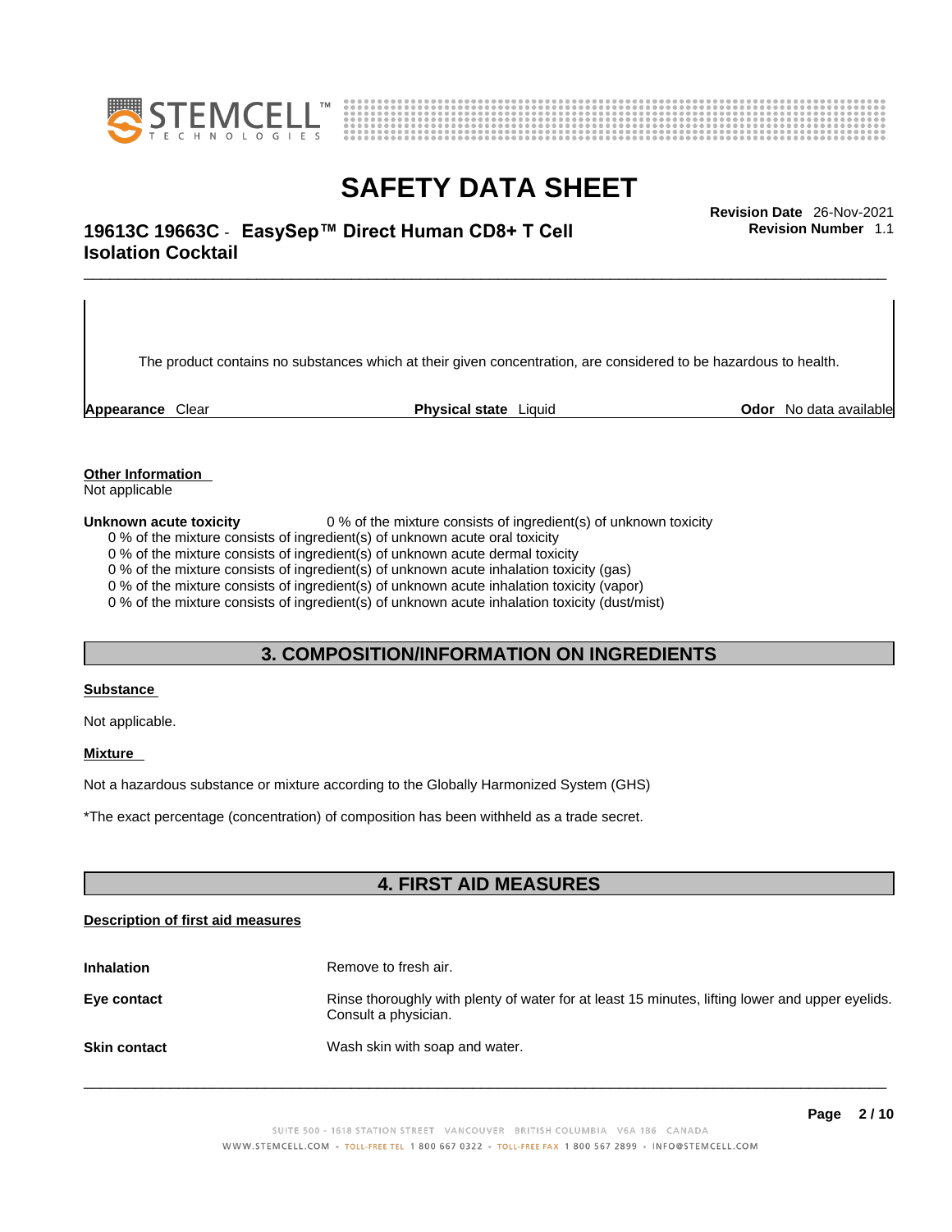The product contains no substances which at their given concentration, are considered to be hazardous to health.

**Appearance** Clear **Physical state** Liquid **Odor** No data available

**Other Information**
Not applicable

**Unknown acute toxicity** 0 % of the mixture consists of ingredient(s) of unknown toxicity
0 % of the mixture consists of ingredient(s) of unknown acute oral toxicity
0 % of the mixture consists of ingredient(s) of unknown acute dermal toxicity
0 % of the mixture consists of ingredient(s) of unknown acute inhalation toxicity (gas)
0 % of the mixture consists of ingredient(s) of unknown acute inhalation toxicity (vapor)
0 % of the mixture consists of ingredient(s) of unknown acute inhalation toxicity (dust/mist)

## 3. COMPOSITION/INFORMATION ON INGREDIENTS

**Substance**

Not applicable.

**Mixture**

Not a hazardous substance or mixture according to the Globally Harmonized System (GHS)

*The exact percentage (concentration) of composition has been withheld as a trade secret.

## 4. FIRST AID MEASURES

**Description of first aid measures**

**Inhalation** Remove to fresh air.

**Eye contact** Rinse thoroughly with plenty of water for at least 15 minutes, lifting lower and upper eyelids. Consult a physician.

**Skin contact** Wash skin with soap and water.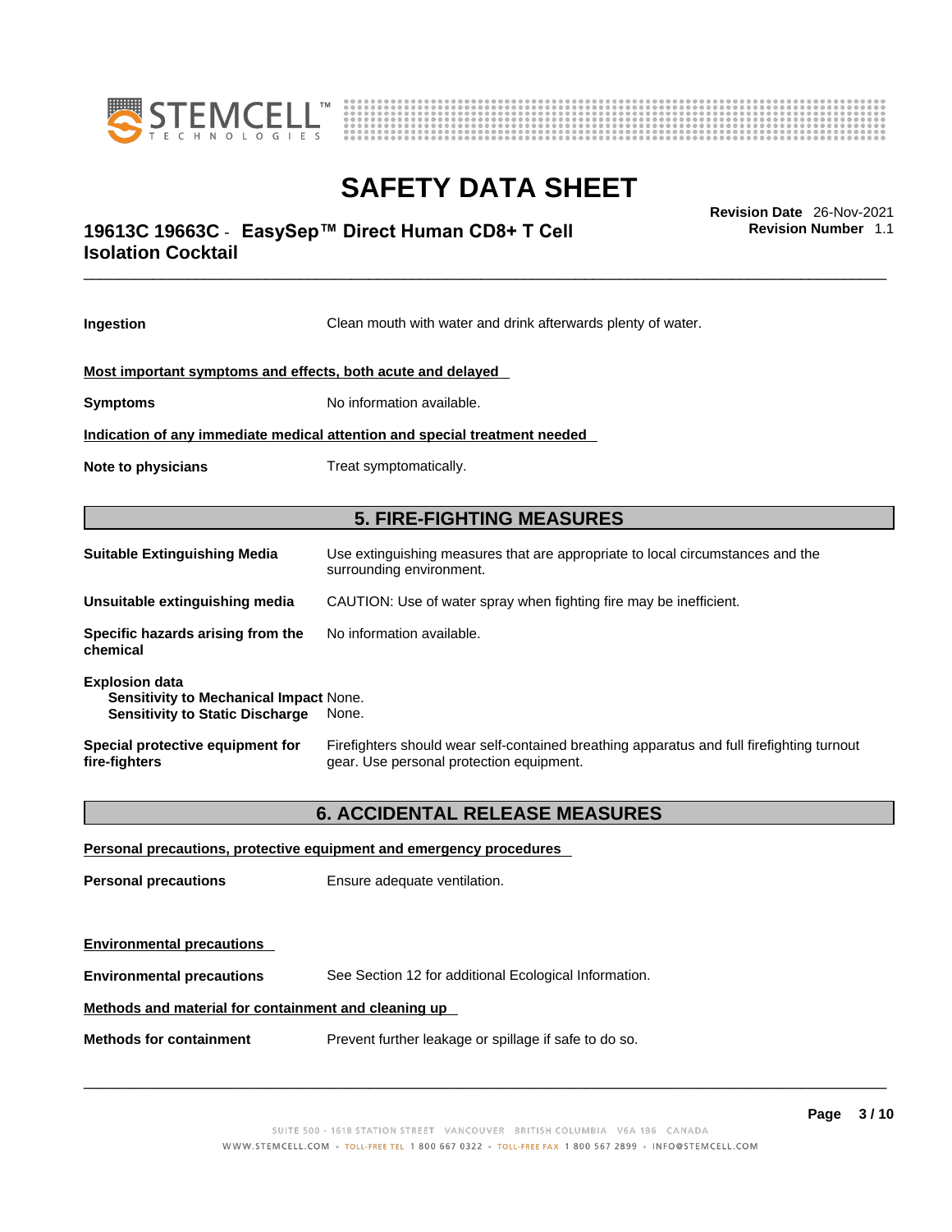**Ingestion** Clean mouth with water and drink afterwards plenty of water.

**Most important symptoms and effects, both acute and delayed**

**Symptoms** No information available.

**Indication of any immediate medical attention and special treatment needed**

**Note to physicians** Treat symptomatically.

## 5. FIRE-FIGHTING MEASURES

**Suitable Extinguishing Media** Use extinguishing measures that are appropriate to local circumstances and the surrounding environment.

**Unsuitable extinguishing media** CAUTION: Use of water spray when fighting fire may be inefficient.

**Specific hazards arising from the chemical** No information available.

**Explosion data**
**Sensitivity to Mechanical Impact** None.
**Sensitivity to Static Discharge** None.

**Special protective equipment for fire-fighters** Firefighters should wear self-contained breathing apparatus and full firefighting turnout gear. Use personal protection equipment.

## 6. ACCIDENTAL RELEASE MEASURES

**Personal precautions, protective equipment and emergency procedures**

**Personal precautions** Ensure adequate ventilation.

**Environmental precautions**

**Environmental precautions** See Section 12 for additional Ecological Information.

**Methods and material for containment and cleaning up**

**Methods for containment** Prevent further leakage or spillage if safe to do so.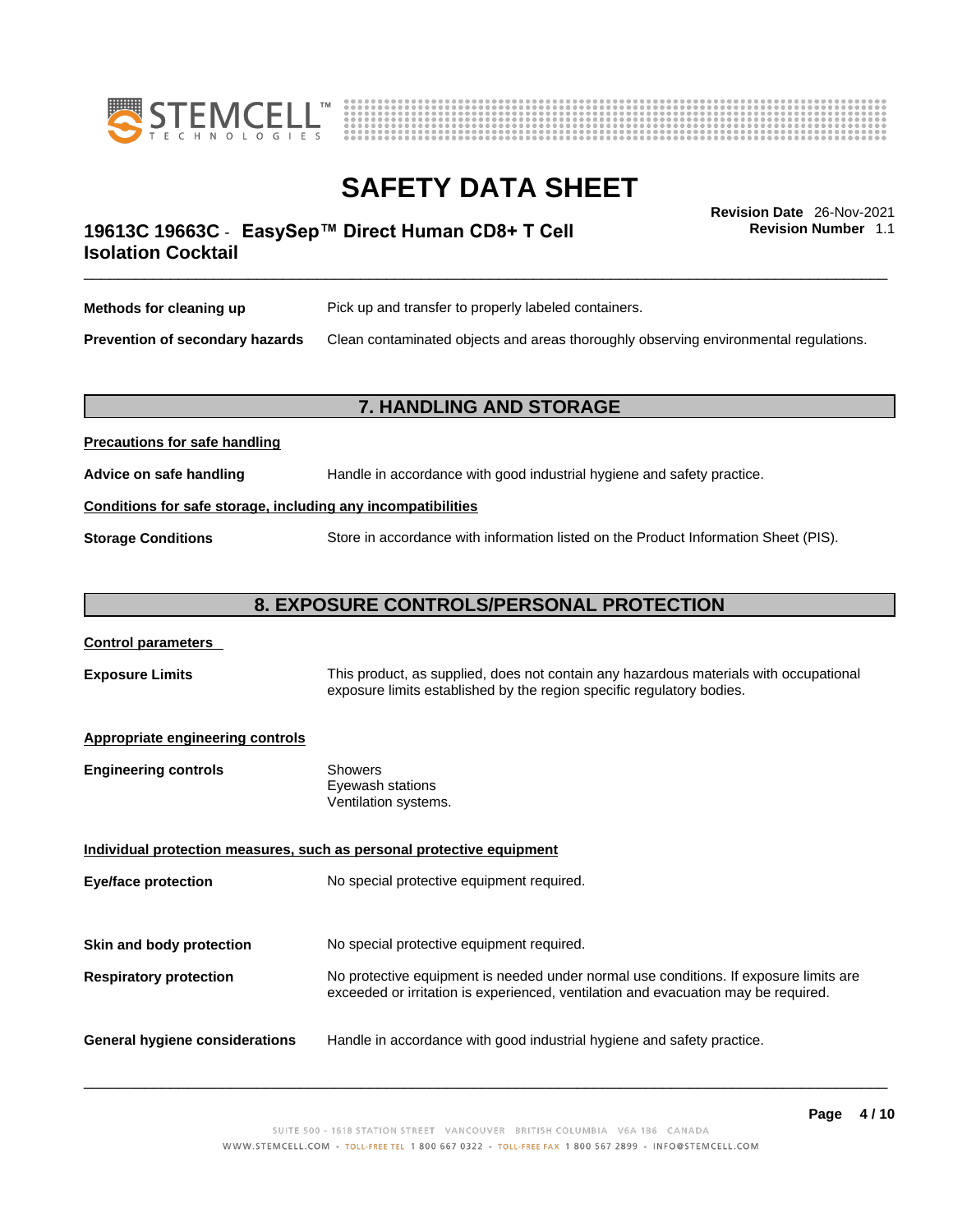| | |
|---|---|
| **Methods for cleaning up** | Pick up and transfer to properly labeled containers. |
| **Prevention of secondary hazards** | Clean contaminated objects and areas thoroughly observing environmental regulations. |

## 7. HANDLING AND STORAGE

**Precautions for safe handling**

| | |
|---|---|
| **Advice on safe handling** | Handle in accordance with good industrial hygiene and safety practice. |

**Conditions for safe storage, including any incompatibilities**

| | |
|---|---|
| **Storage Conditions** | Store in accordance with information listed on the Product Information Sheet (PIS). |

## 8. EXPOSURE CONTROLS/PERSONAL PROTECTION

**Control parameters**

| | |
|---|---|
| **Exposure Limits** | This product, as supplied, does not contain any hazardous materials with occupational exposure limits established by the region specific regulatory bodies. |

**Appropriate engineering controls**

| | |
|---|---|
| **Engineering controls** | Showers<br>Eyewash stations<br>Ventilation systems. |

**Individual protection measures, such as personal protective equipment**

| | |
|---|---|
| **Eye/face protection** | No special protective equipment required. |
| **Skin and body protection** | No special protective equipment required. |
| **Respiratory protection** | No protective equipment is needed under normal use conditions. If exposure limits are exceeded or irritation is experienced, ventilation and evacuation may be required. |
| **General hygiene considerations** | Handle in accordance with good industrial hygiene and safety practice. |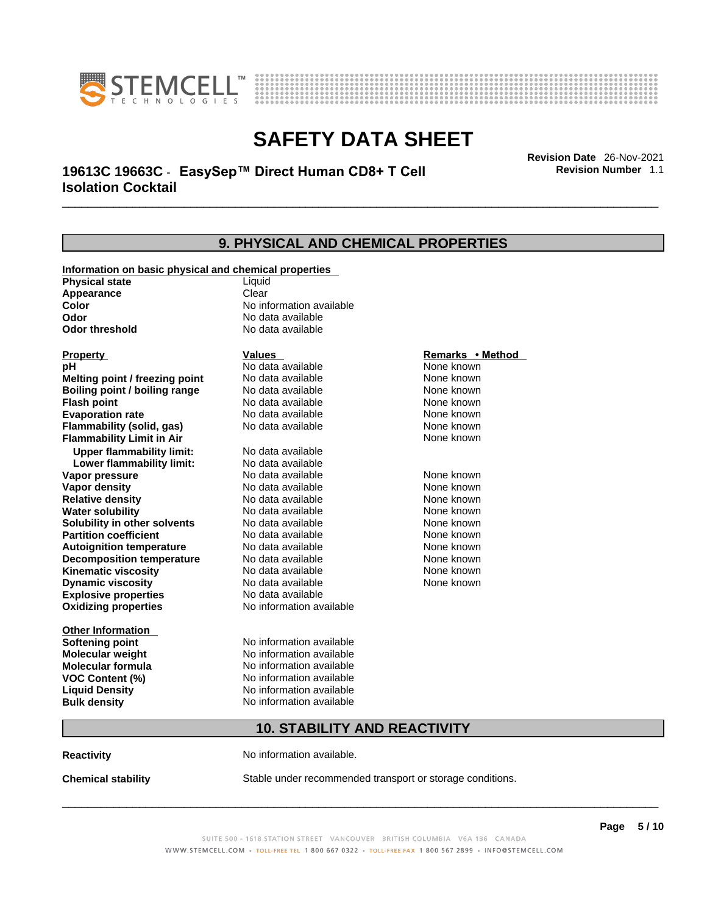## 9. PHYSICAL AND CHEMICAL PROPERTIES

**Information on basic physical and chemical properties**

| | |
|---|---|
| **Physical state** | Liquid |
| **Appearance** | Clear |
| **Color** | No information available |
| **Odor** | No data available |
| **Odor threshold** | No data available |

| **Property** | **Values** | **Remarks • Method** |
|---|---|---|
| **pH** | No data available | None known |
| **Melting point / freezing point** | No data available | None known |
| **Boiling point / boiling range** | No data available | None known |
| **Flash point** | No data available | None known |
| **Evaporation rate** | No data available | None known |
| **Flammability (solid, gas)** | No data available | None known |
| **Flammability Limit in Air** | | None known |
| **Upper flammability limit:** | No data available | |
| **Lower flammability limit:** | No data available | |
| **Vapor pressure** | No data available | None known |
| **Vapor density** | No data available | None known |
| **Relative density** | No data available | None known |
| **Water solubility** | No data available | None known |
| **Solubility in other solvents** | No data available | None known |
| **Partition coefficient** | No data available | None known |
| **Autoignition temperature** | No data available | None known |
| **Decomposition temperature** | No data available | None known |
| **Kinematic viscosity** | No data available | None known |
| **Dynamic viscosity** | No data available | None known |
| **Explosive properties** | No data available | |
| **Oxidizing properties** | No information available | |

**Other Information**

| | |
|---|---|
| **Softening point** | No information available |
| **Molecular weight** | No information available |
| **Molecular formula** | No information available |
| **VOC Content (%)** | No information available |
| **Liquid Density** | No information available |
| **Bulk density** | No information available |

## 10. STABILITY AND REACTIVITY

**Reactivity** No information available.

**Chemical stability** Stable under recommended transport or storage conditions.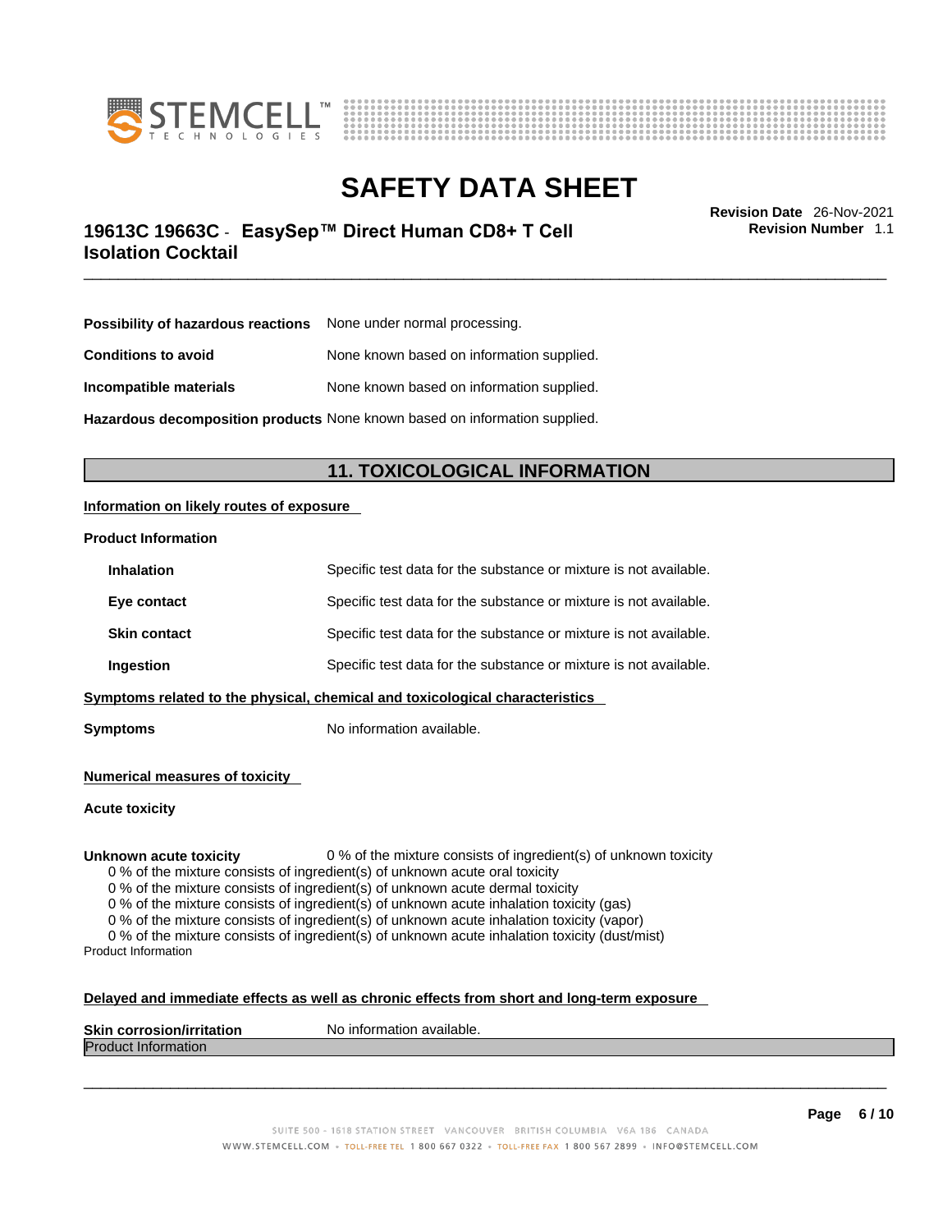**Possibility of hazardous reactions** None under normal processing.

**Conditions to avoid** None known based on information supplied.

**Incompatible materials** None known based on information supplied.

**Hazardous decomposition products** None known based on information supplied.

## 11. TOXICOLOGICAL INFORMATION

**Information on likely routes of exposure**

**Product Information**

**Inhalation** Specific test data for the substance or mixture is not available.

**Eye contact** Specific test data for the substance or mixture is not available.

**Skin contact** Specific test data for the substance or mixture is not available.

**Ingestion** Specific test data for the substance or mixture is not available.

**Symptoms related to the physical, chemical and toxicological characteristics**

**Symptoms** No information available.

**Numerical measures of toxicity**

**Acute toxicity**

**Unknown acute toxicity** 0 % of the mixture consists of ingredient(s) of unknown toxicity

0 % of the mixture consists of ingredient(s) of unknown acute oral toxicity
0 % of the mixture consists of ingredient(s) of unknown acute dermal toxicity
0 % of the mixture consists of ingredient(s) of unknown acute inhalation toxicity (gas)
0 % of the mixture consists of ingredient(s) of unknown acute inhalation toxicity (vapor)
0 % of the mixture consists of ingredient(s) of unknown acute inhalation toxicity (dust/mist)

Product Information

**Delayed and immediate effects as well as chronic effects from short and long-term exposure**

**Skin corrosion/irritation** No information available.

Product Information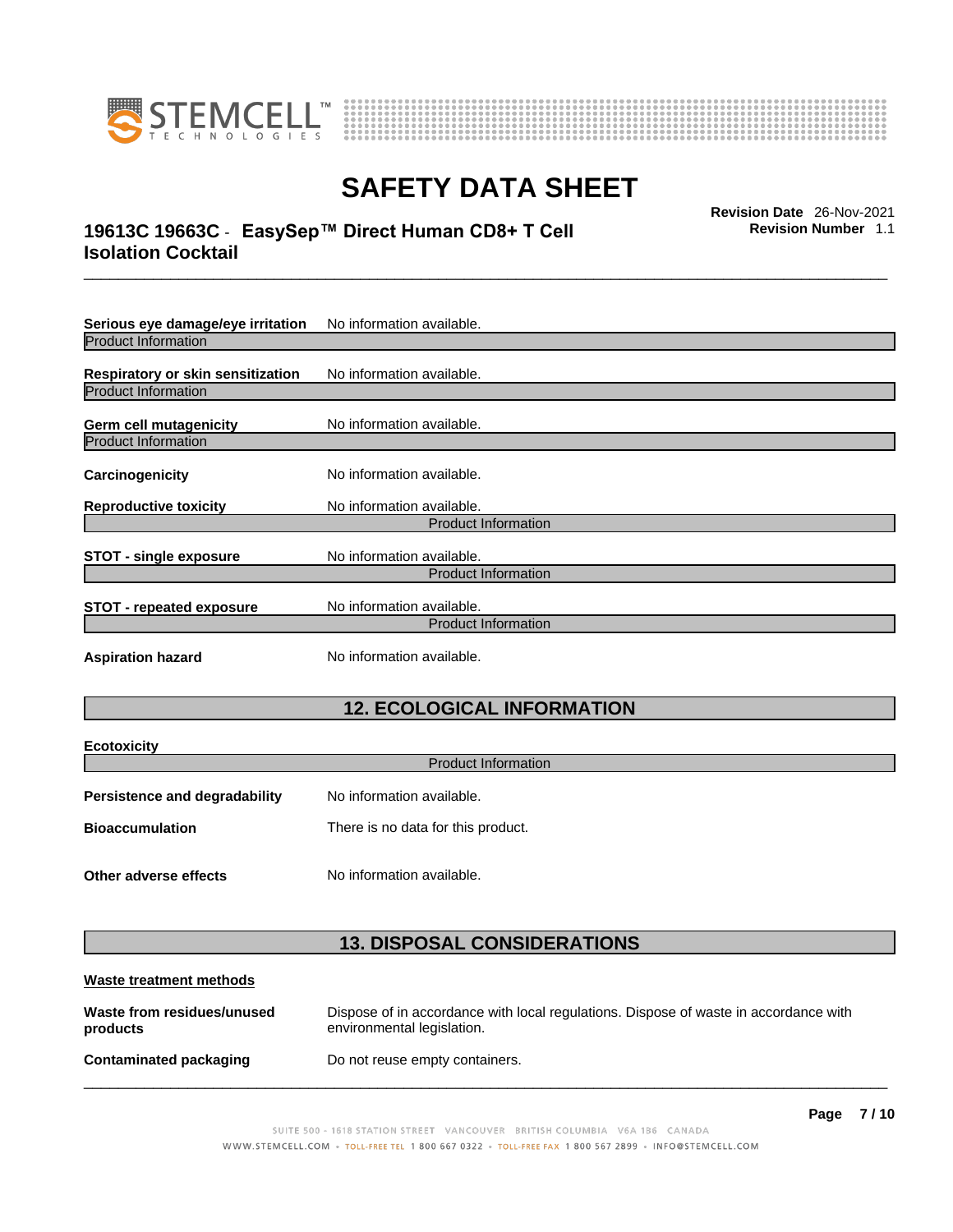**Serious eye damage/eye irritation** No information available.

Product Information

**Respiratory or skin sensitization** No information available.

Product Information

**Germ cell mutagenicity** No information available.

Product Information

**Carcinogenicity** No information available.

**Reproductive toxicity** No information available.

Product Information

**STOT - single exposure** No information available.

Product Information

**STOT - repeated exposure** No information available.

Product Information

**Aspiration hazard** No information available.

## 12. ECOLOGICAL INFORMATION

**Ecotoxicity**

Product Information

**Persistence and degradability** No information available.

**Bioaccumulation** There is no data for this product.

**Other adverse effects** No information available.

## 13. DISPOSAL CONSIDERATIONS

**Waste treatment methods**

**Waste from residues/unused products** Dispose of in accordance with local regulations. Dispose of waste in accordance with environmental legislation.

**Contaminated packaging** Do not reuse empty containers.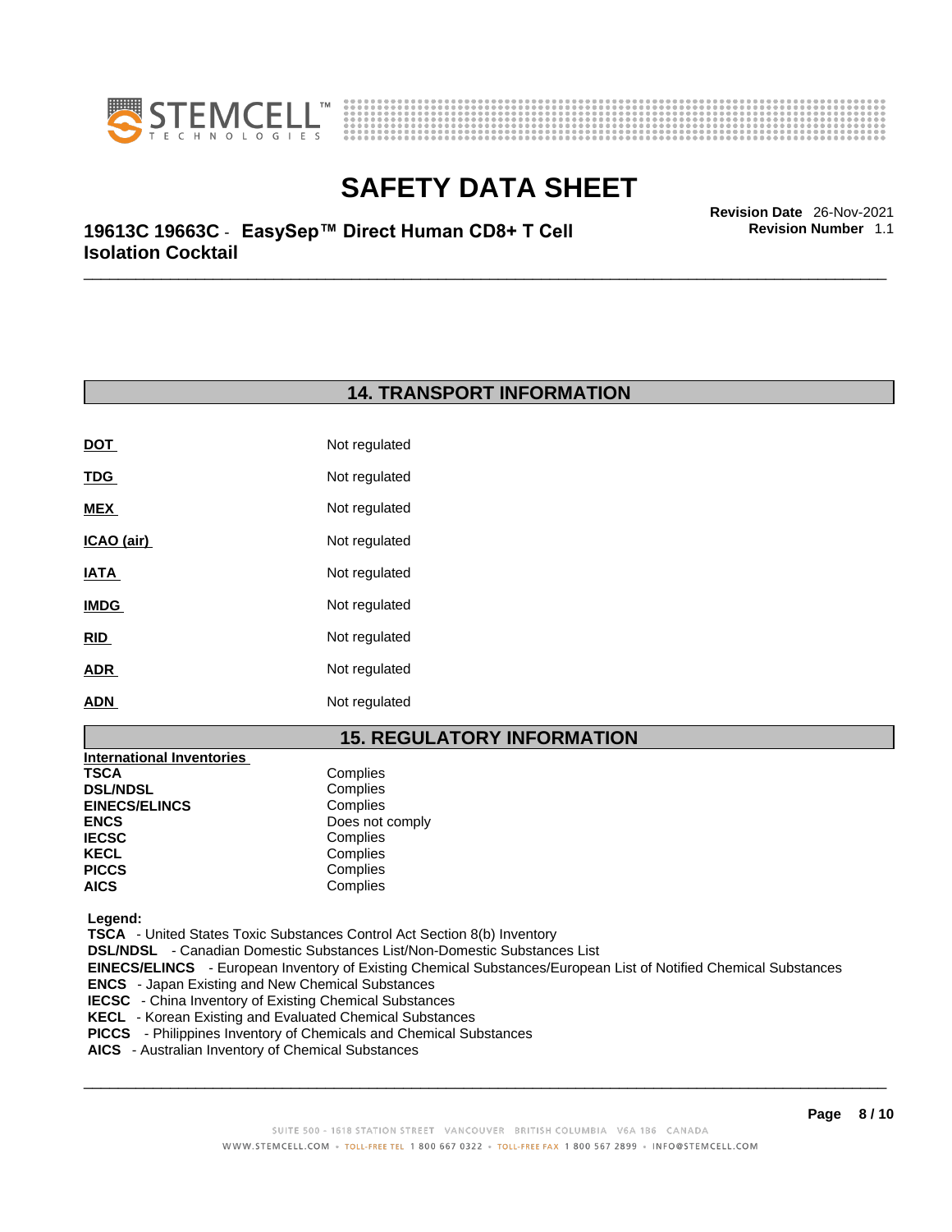## 14. TRANSPORT INFORMATION

| | |
|---|---|
| **DOT** | Not regulated |
| **TDG** | Not regulated |
| **MEX** | Not regulated |
| **ICAO (air)** | Not regulated |
| **IATA** | Not regulated |
| **IMDG** | Not regulated |
| **RID** | Not regulated |
| **ADR** | Not regulated |
| **ADN** | Not regulated |

## 15. REGULATORY INFORMATION

**International Inventories**

| | |
|---|---|
| **TSCA** | Complies |
| **DSL/NDSL** | Complies |
| **EINECS/ELINCS** | Complies |
| **ENCS** | Does not comply |
| **IECSC** | Complies |
| **KECL** | Complies |
| **PICCS** | Complies |
| **AICS** | Complies |

**Legend:**

**TSCA** - United States Toxic Substances Control Act Section 8(b) Inventory
**DSL/NDSL** - Canadian Domestic Substances List/Non-Domestic Substances List
**EINECS/ELINCS** - European Inventory of Existing Chemical Substances/European List of Notified Chemical Substances
**ENCS** - Japan Existing and New Chemical Substances
**IECSC** - China Inventory of Existing Chemical Substances
**KECL** - Korean Existing and Evaluated Chemical Substances
**PICCS** - Philippines Inventory of Chemicals and Chemical Substances
**AICS** - Australian Inventory of Chemical Substances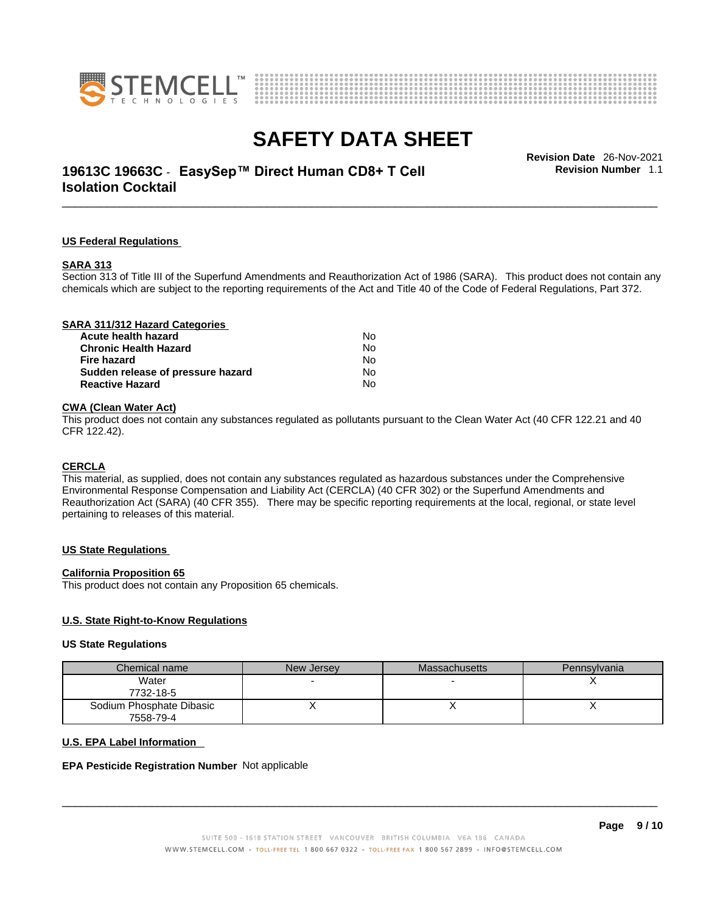### US Federal Regulations

**SARA 313**

Section 313 of Title III of the Superfund Amendments and Reauthorization Act of 1986 (SARA). This product does not contain any chemicals which are subject to the reporting requirements of the Act and Title 40 of the Code of Federal Regulations, Part 372.

**SARA 311/312 Hazard Categories**

| | |
|---|---|
| **Acute health hazard** | No |
| **Chronic Health Hazard** | No |
| **Fire hazard** | No |
| **Sudden release of pressure hazard** | No |
| **Reactive Hazard** | No |

**CWA (Clean Water Act)**

This product does not contain any substances regulated as pollutants pursuant to the Clean Water Act (40 CFR 122.21 and 40 CFR 122.42).

**CERCLA**

This material, as supplied, does not contain any substances regulated as hazardous substances under the Comprehensive Environmental Response Compensation and Liability Act (CERCLA) (40 CFR 302) or the Superfund Amendments and Reauthorization Act (SARA) (40 CFR 355). There may be specific reporting requirements at the local, regional, or state level pertaining to releases of this material.

### US State Regulations

**California Proposition 65**

This product does not contain any Proposition 65 chemicals.

**U.S. State Right-to-Know Regulations**

**US State Regulations**

| Chemical name | New Jersey | Massachusetts | Pennsylvania |
|---|---|---|---|
| Water<br>7732-18-5 | - | - | X |
| Sodium Phosphate Dibasic<br>7558-79-4 | X | X | X |

**U.S. EPA Label Information**

**EPA Pesticide Registration Number** Not applicable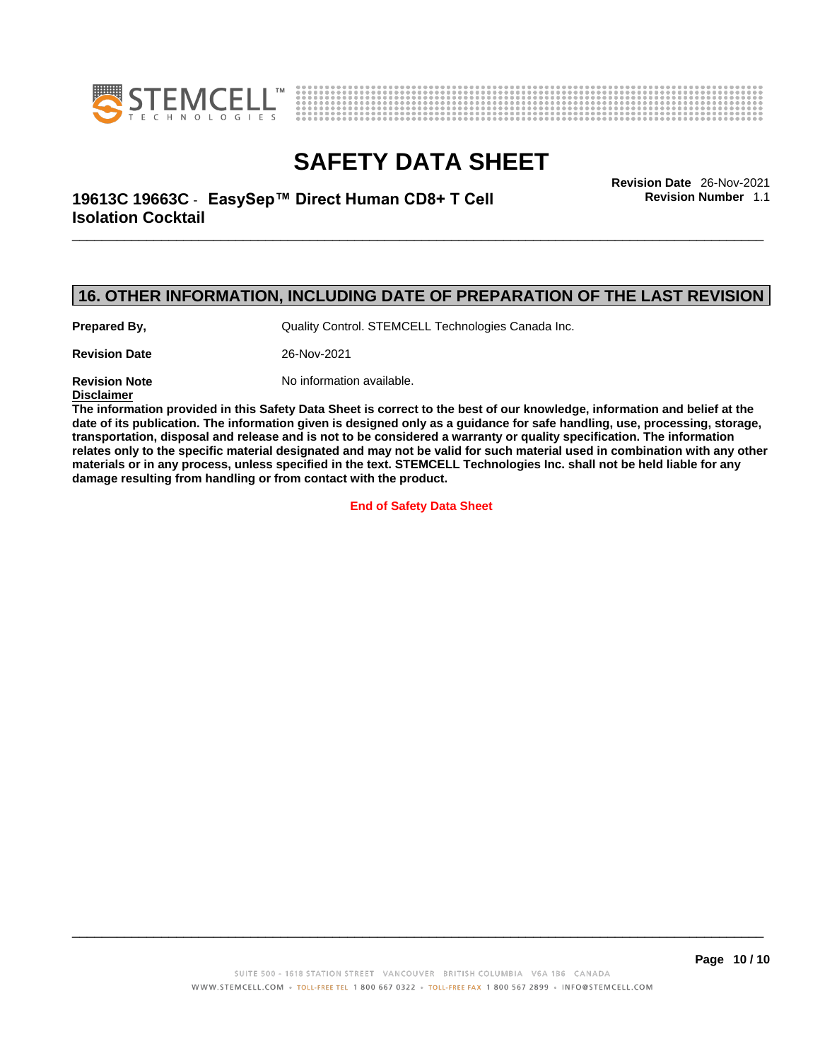## 16. OTHER INFORMATION, INCLUDING DATE OF PREPARATION OF THE LAST REVISION

**Prepared By,** Quality Control. STEMCELL Technologies Canada Inc.

**Revision Date** 26-Nov-2021

**Revision Note** No information available.

**Disclaimer**

**The information provided in this Safety Data Sheet is correct to the best of our knowledge, information and belief at the date of its publication. The information given is designed only as a guidance for safe handling, use, processing, storage, transportation, disposal and release and is not to be considered a warranty or quality specification. The information relates only to the specific material designated and may not be valid for such material used in combination with any other materials or in any process, unless specified in the text. STEMCELL Technologies Inc. shall not be held liable for any damage resulting from handling or from contact with the product.**

**End of Safety Data Sheet**